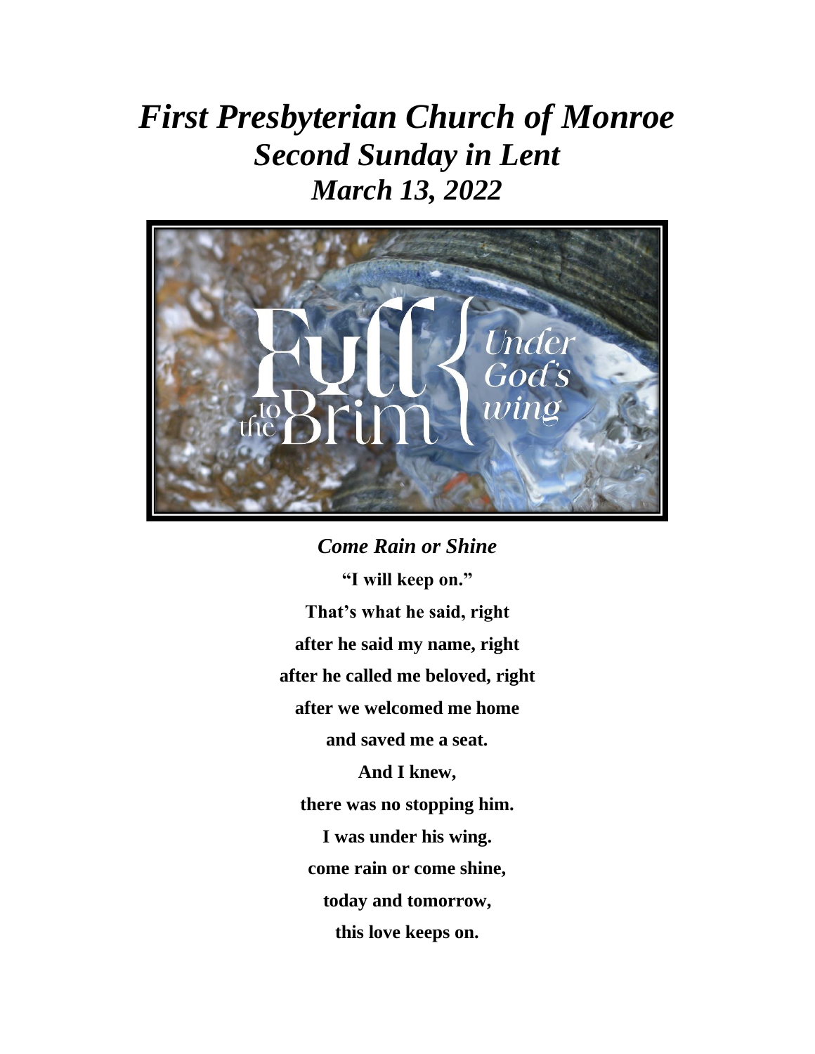# *First Presbyterian Church of Monroe*
## *Second Sunday in Lent*
## *March 13, 2022*

Full to the Brim { Under God's wing

***Come Rain or Shine***

**"I will keep on."**

**That's what he said, right**

**after he said my name, right**

**after he called me beloved, right**

**after we welcomed me home**

**and saved me a seat.**

**And I knew,**

**there was no stopping him.**

**I was under his wing.**

**come rain or come shine,**

**today and tomorrow,**

**this love keeps on.**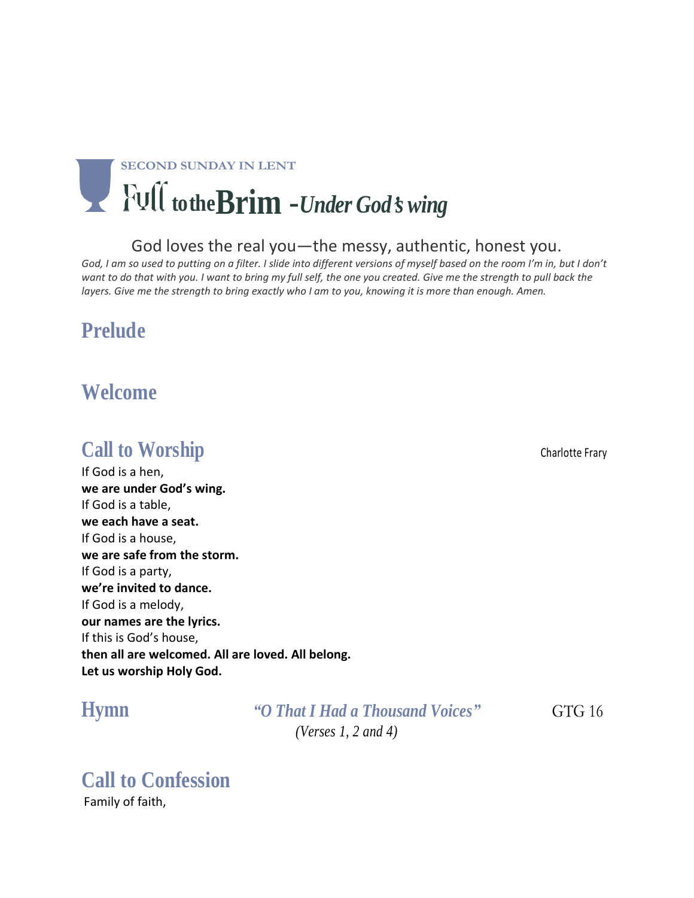SECOND SUNDAY IN LENT

# Full to the Brim -*Under God's wing*

God loves the real you—the messy, authentic, honest you.

*God, I am so used to putting on a filter. I slide into different versions of myself based on the room I'm in, but I don't want to do that with you. I want to bring my full self, the one you created. Give me the strength to pull back the layers. Give me the strength to bring exactly who I am to you, knowing it is more than enough. Amen.*

## Prelude

## Welcome

## Call to Worship

Charlotte Frary

If God is a hen,
**we are under God's wing.**
If God is a table,
**we each have a seat.**
If God is a house,
**we are safe from the storm.**
If God is a party,
**we're invited to dance.**
If God is a melody,
**our names are the lyrics.**
If this is God's house,
**then all are welcomed. All are loved. All belong.**
**Let us worship Holy God.**

## Hymn

*"O That I Had a Thousand Voices"* GTG 16
*(Verses 1, 2 and 4)*

## Call to Confession

Family of faith,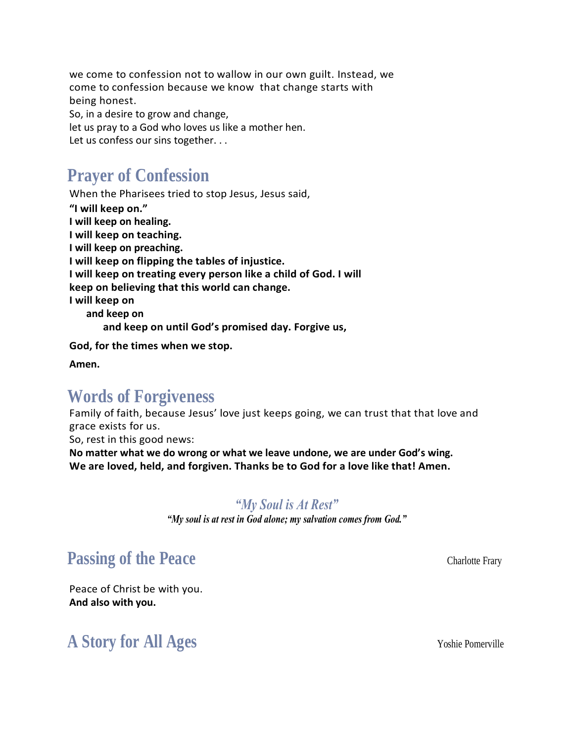we come to confession not to wallow in our own guilt. Instead, we come to confession because we know that change starts with being honest.
So, in a desire to grow and change,
let us pray to a God who loves us like a mother hen.
Let us confess our sins together. . .

## Prayer of Confession

When the Pharisees tried to stop Jesus, Jesus said,
**"I will keep on."**
**I will keep on healing.**
**I will keep on teaching.**
**I will keep on preaching.**
**I will keep on flipping the tables of injustice.**
**I will keep on treating every person like a child of God. I will keep on believing that this world can change.**
**I will keep on**
**and keep on**
**and keep on until God's promised day. Forgive us,**

**God, for the times when we stop.**

**Amen.**

## Words of Forgiveness

Family of faith, because Jesus' love just keeps going, we can trust that that love and grace exists for us.
So, rest in this good news:
**No matter what we do wrong or what we leave undone, we are under God's wing. We are loved, held, and forgiven. Thanks be to God for a love like that! Amen.**

### *"My Soul is At Rest"*

***"My soul is at rest in God alone; my salvation comes from God."***

## Passing of the Peace

Charlotte Frary

Peace of Christ be with you.
**And also with you.**

## A Story for All Ages

Yoshie Pomerville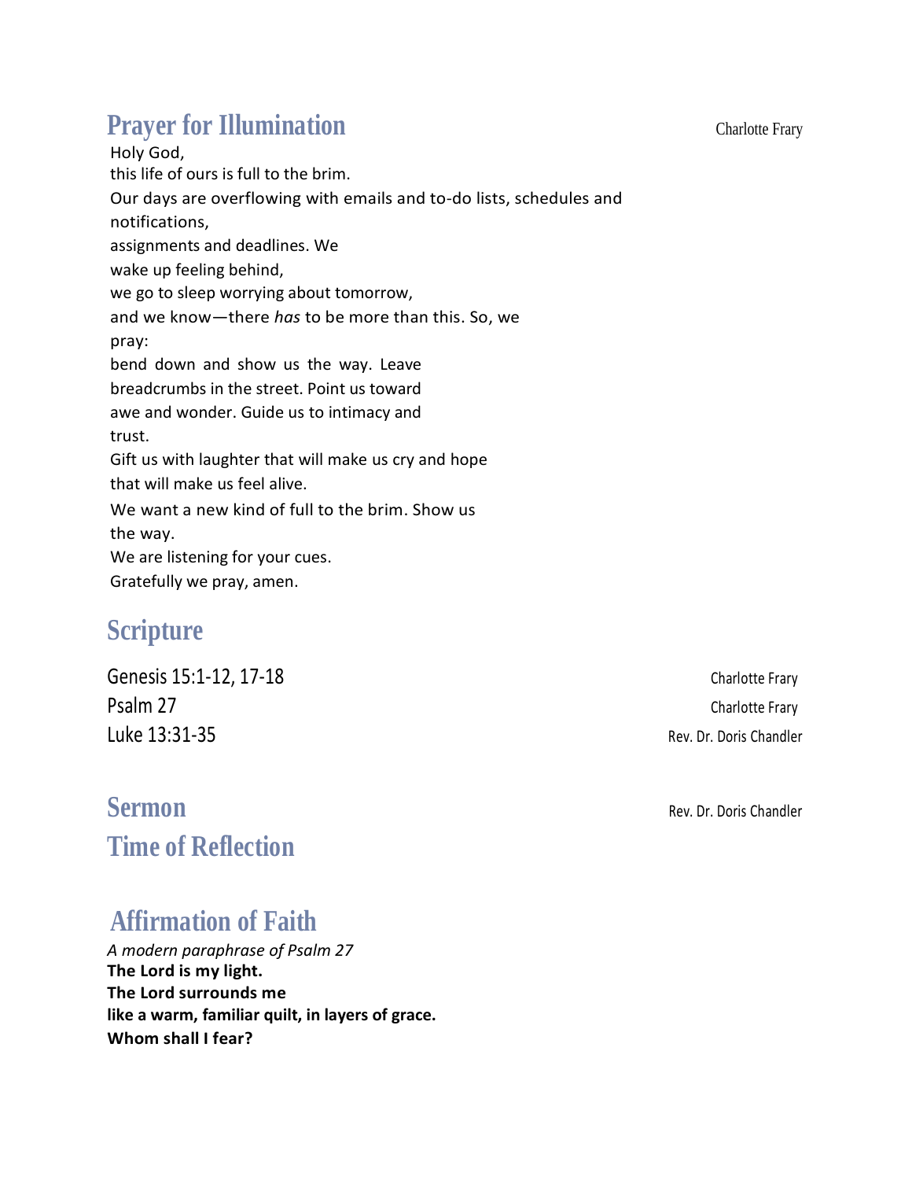## Prayer for Illumination

Charlotte Frary

Holy God,
this life of ours is full to the brim.
Our days are overflowing with emails and to-do lists, schedules and notifications,
assignments and deadlines. We
wake up feeling behind,
we go to sleep worrying about tomorrow,
and we know—there *has* to be more than this. So, we
pray:
bend down and show us the way. Leave
breadcrumbs in the street. Point us toward
awe and wonder. Guide us to intimacy and
trust.
Gift us with laughter that will make us cry and hope
that will make us feel alive.
We want a new kind of full to the brim. Show us
the way.
We are listening for your cues.
Gratefully we pray, amen.

## Scripture

Genesis 15:1-12, 17-18 — Charlotte Frary
Psalm 27 — Charlotte Frary
Luke 13:31-35 — Rev. Dr. Doris Chandler

## Sermon

Rev. Dr. Doris Chandler

## Time of Reflection

## Affirmation of Faith

*A modern paraphrase of Psalm 27*

**The Lord is my light.**
**The Lord surrounds me**
**like a warm, familiar quilt, in layers of grace.**
**Whom shall I fear?**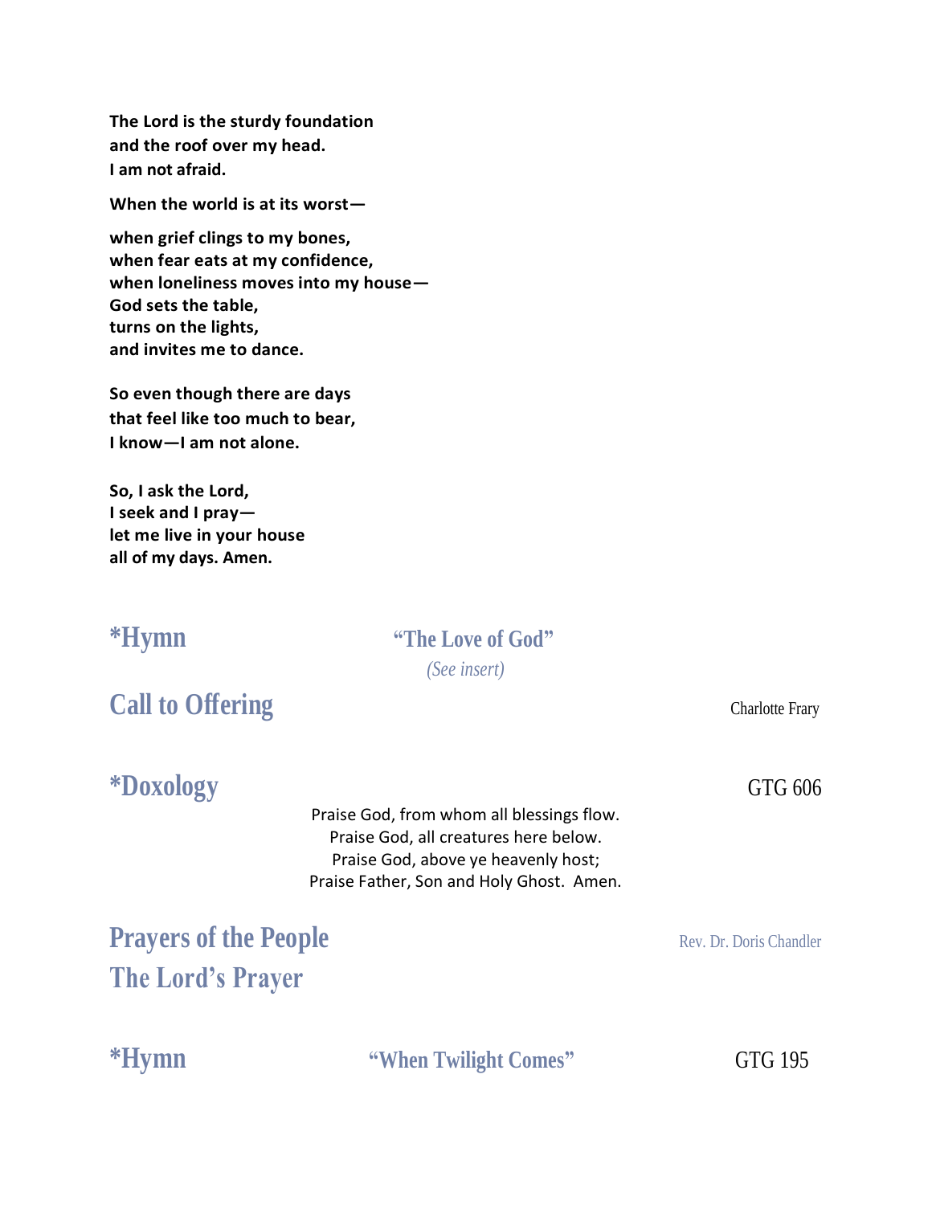**The Lord is the sturdy foundation**
**and the roof over my head.**
**I am not afraid.**

**When the world is at its worst—**

**when grief clings to my bones,**
**when fear eats at my confidence,**
**when loneliness moves into my house—**
**God sets the table,**
**turns on the lights,**
**and invites me to dance.**

**So even though there are days**
**that feel like too much to bear,**
**I know—I am not alone.**

**So, I ask the Lord,**
**I seek and I pray—**
**let me live in your house**
**all of my days. Amen.**

## *Hymn — "The Love of God"

*(See insert)*

## Call to Offering

Charlotte Frary

## *Doxology

GTG 606

Praise God, from whom all blessings flow.
Praise God, all creatures here below.
Praise God, above ye heavenly host;
Praise Father, Son and Holy Ghost. Amen.

## Prayers of the People

Rev. Dr. Doris Chandler

## The Lord's Prayer

## *Hymn — "When Twilight Comes"

GTG 195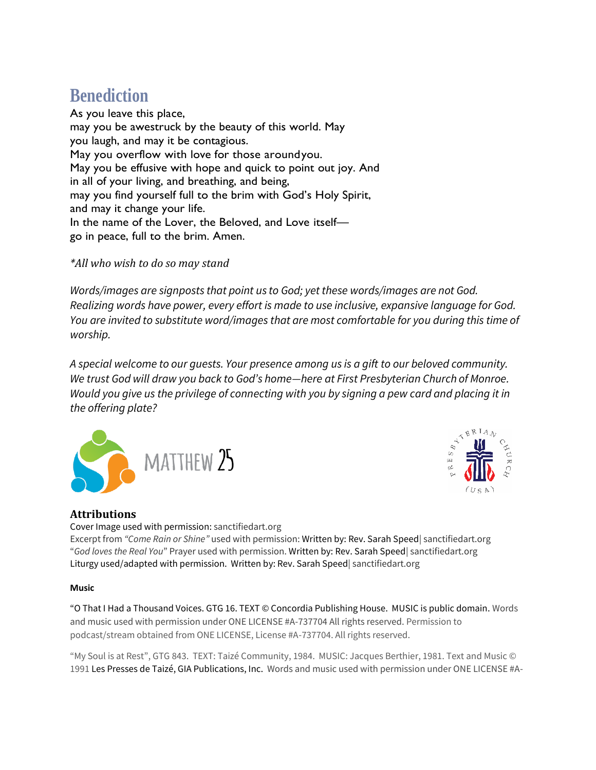## Benediction

As you leave this place,
may you be awestruck by the beauty of this world. May
you laugh, and may it be contagious.
May you overflow with love for those around you.
May you be effusive with hope and quick to point out joy. And
in all of your living, and breathing, and being,
may you find yourself full to the brim with God's Holy Spirit,
and may it change your life.
In the name of the Lover, the Beloved, and Love itself—
go in peace, full to the brim. Amen.

*\*All who wish to do so may stand*

*Words/images are signposts that point us to God; yet these words/images are not God. Realizing words have power, every effort is made to use inclusive, expansive language for God. You are invited to substitute word/images that are most comfortable for you during this time of worship.*

*A special welcome to our guests. Your presence among us is a gift to our beloved community. We trust God will draw you back to God's home—here at First Presbyterian Church of Monroe. Would you give us the privilege of connecting with you by signing a pew card and placing it in the offering plate?*

MATTHEW 25

PRESBYTERIAN CHURCH (USA)

### Attributions

Cover Image used with permission: sanctifiedart.org
Excerpt from *"Come Rain or Shine"* used with permission: Written by: Rev. Sarah Speed| sanctifiedart.org
"*God loves the Real You*" Prayer used with permission. Written by: Rev. Sarah Speed| sanctifiedart.org
Liturgy used/adapted with permission. Written by: Rev. Sarah Speed| sanctifiedart.org

**Music**

"O That I Had a Thousand Voices. GTG 16. TEXT © Concordia Publishing House. MUSIC is public domain. Words and music used with permission under ONE LICENSE #A-737704 All rights reserved. Permission to podcast/stream obtained from ONE LICENSE, License #A-737704. All rights reserved.

"My Soul is at Rest", GTG 843. TEXT: Taizé Community, 1984. MUSIC: Jacques Berthier, 1981. Text and Music © 1991 Les Presses de Taizé, GIA Publications, Inc. Words and music used with permission under ONE LICENSE #A-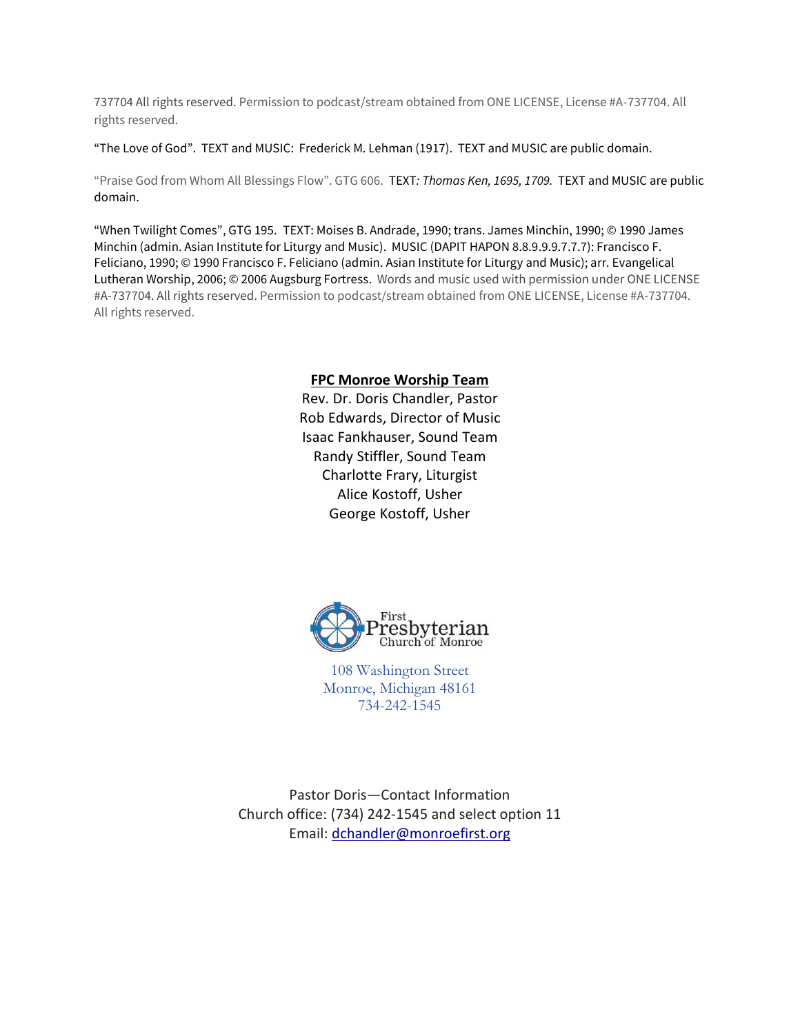737704 All rights reserved. Permission to podcast/stream obtained from ONE LICENSE, License #A-737704. All rights reserved.

"The Love of God". TEXT and MUSIC: Frederick M. Lehman (1917). TEXT and MUSIC are public domain.

"Praise God from Whom All Blessings Flow". GTG 606. TEXT*: Thomas Ken, 1695, 1709.* TEXT and MUSIC are public domain.

"When Twilight Comes", GTG 195. TEXT: Moises B. Andrade, 1990; trans. James Minchin, 1990; © 1990 James Minchin (admin. Asian Institute for Liturgy and Music). MUSIC (DAPIT HAPON 8.8.9.9.9.7.7.7): Francisco F. Feliciano, 1990; © 1990 Francisco F. Feliciano (admin. Asian Institute for Liturgy and Music); arr. Evangelical Lutheran Worship, 2006; © 2006 Augsburg Fortress. Words and music used with permission under ONE LICENSE #A-737704. All rights reserved. Permission to podcast/stream obtained from ONE LICENSE, License #A-737704. All rights reserved.

**FPC Monroe Worship Team**

Rev. Dr. Doris Chandler, Pastor
Rob Edwards, Director of Music
Isaac Fankhauser, Sound Team
Randy Stiffler, Sound Team
Charlotte Frary, Liturgist
Alice Kostoff, Usher
George Kostoff, Usher

First Presbyterian Church of Monroe

108 Washington Street
Monroe, Michigan 48161
734-242-1545

Pastor Doris—Contact Information
Church office: (734) 242-1545 and select option 11
Email: dchandler@monroefirst.org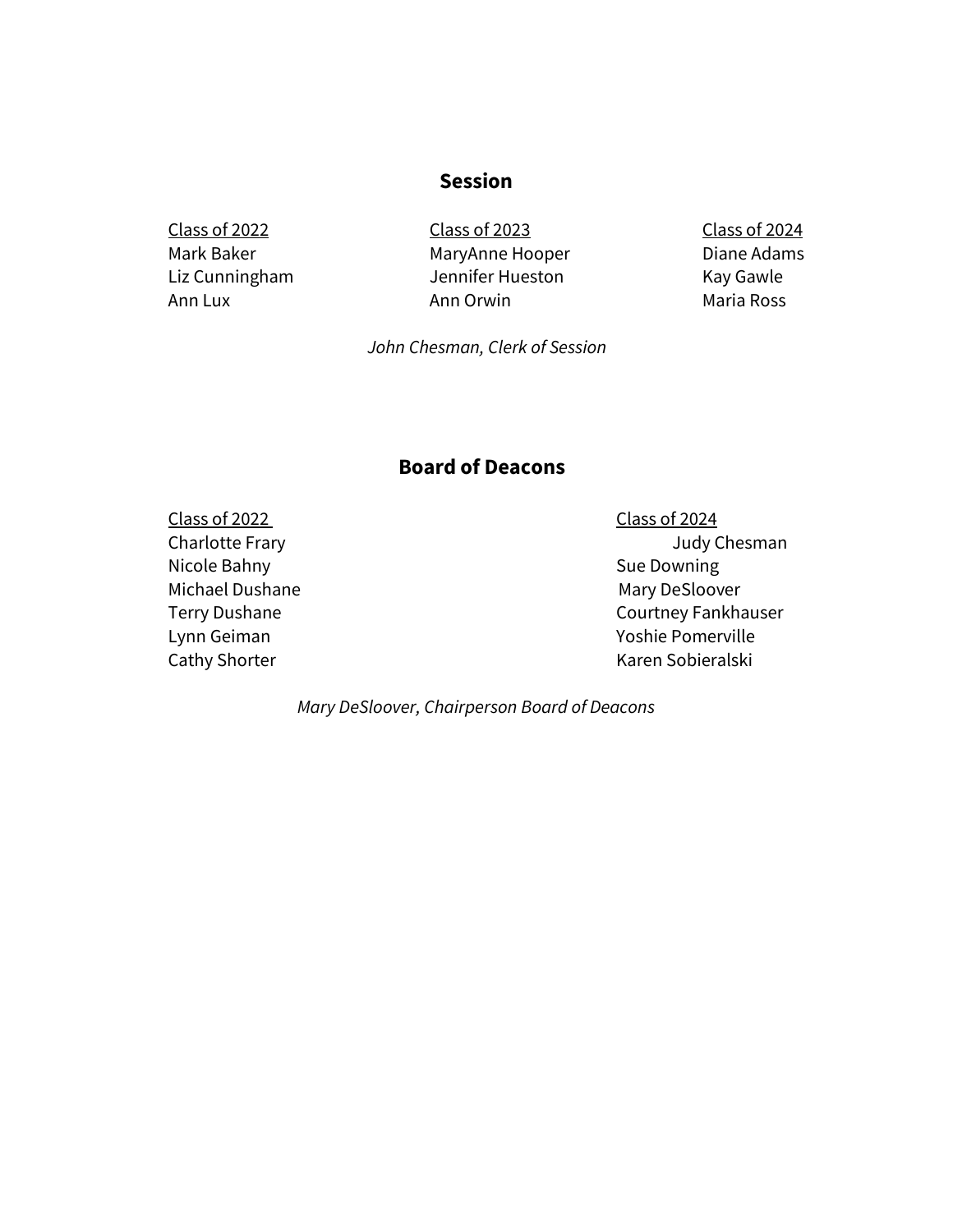## Session

| Class of 2022 | Class of 2023 | Class of 2024 |
|---|---|---|
| Mark Baker | MaryAnne Hooper | Diane Adams |
| Liz Cunningham | Jennifer Hueston | Kay Gawle |
| Ann Lux | Ann Orwin | Maria Ross |

*John Chesman, Clerk of Session*

## Board of Deacons

| Class of 2022 | Class of 2024 |
|---|---|
| Charlotte Frary | Judy Chesman |
| Nicole Bahny | Sue Downing |
| Michael Dushane | Mary DeSloover |
| Terry Dushane | Courtney Fankhauser |
| Lynn Geiman | Yoshie Pomerville |
| Cathy Shorter | Karen Sobieralski |

*Mary DeSloover, Chairperson Board of Deacons*